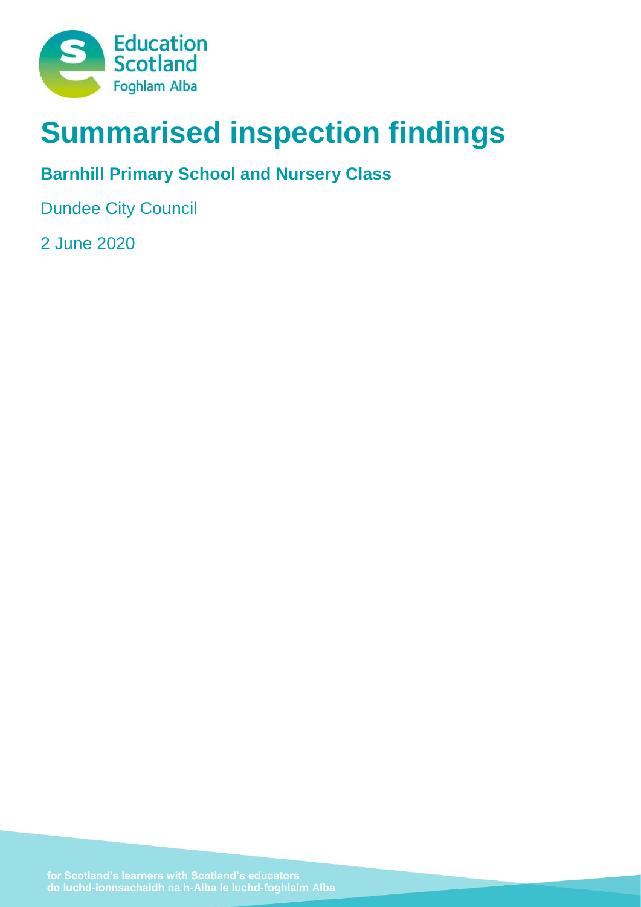# Summarised inspection findings

## Barnhill Primary School and Nursery Class

Dundee City Council

2 June 2020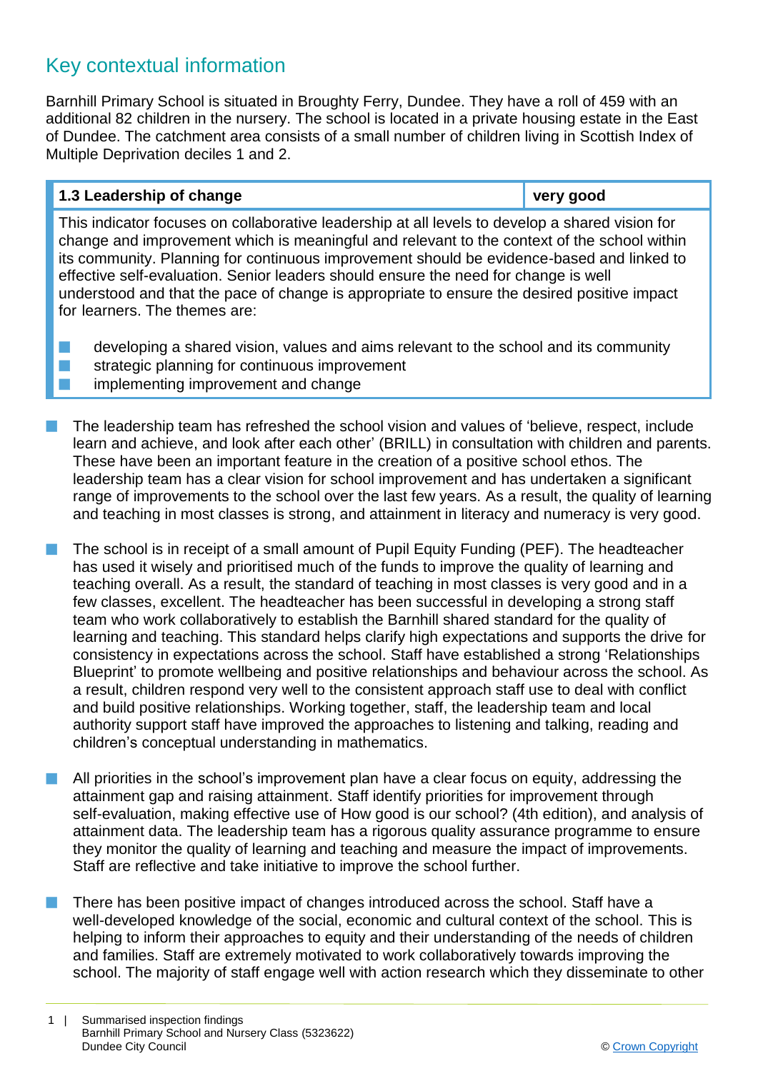## Key contextual information

Barnhill Primary School is situated in Broughty Ferry, Dundee. They have a roll of 459 with an additional 82 children in the nursery. The school is located in a private housing estate in the East of Dundee. The catchment area consists of a small number of children living in Scottish Index of Multiple Deprivation deciles 1 and 2.

| 1.3 Leadership of change | very good |
|---|---|
| This indicator focuses on collaborative leadership at all levels to develop a shared vision for change and improvement which is meaningful and relevant to the context of the school within its community. Planning for continuous improvement should be evidence-based and linked to effective self-evaluation. Senior leaders should ensure the need for change is well understood and that the pace of change is appropriate to ensure the desired positive impact for learners. The themes are:<br>■ developing a shared vision, values and aims relevant to the school and its community<br>■ strategic planning for continuous improvement<br>■ implementing improvement and change | |

- The leadership team has refreshed the school vision and values of 'believe, respect, include learn and achieve, and look after each other' (BRILL) in consultation with children and parents. These have been an important feature in the creation of a positive school ethos. The leadership team has a clear vision for school improvement and has undertaken a significant range of improvements to the school over the last few years. As a result, the quality of learning and teaching in most classes is strong, and attainment in literacy and numeracy is very good.

- The school is in receipt of a small amount of Pupil Equity Funding (PEF). The headteacher has used it wisely and prioritised much of the funds to improve the quality of learning and teaching overall. As a result, the standard of teaching in most classes is very good and in a few classes, excellent. The headteacher has been successful in developing a strong staff team who work collaboratively to establish the Barnhill shared standard for the quality of learning and teaching. This standard helps clarify high expectations and supports the drive for consistency in expectations across the school. Staff have established a strong 'Relationships Blueprint' to promote wellbeing and positive relationships and behaviour across the school. As a result, children respond very well to the consistent approach staff use to deal with conflict and build positive relationships. Working together, staff, the leadership team and local authority support staff have improved the approaches to listening and talking, reading and children's conceptual understanding in mathematics.

- All priorities in the school's improvement plan have a clear focus on equity, addressing the attainment gap and raising attainment. Staff identify priorities for improvement through self-evaluation, making effective use of How good is our school? (4th edition), and analysis of attainment data. The leadership team has a rigorous quality assurance programme to ensure they monitor the quality of learning and teaching and measure the impact of improvements. Staff are reflective and take initiative to improve the school further.

- There has been positive impact of changes introduced across the school. Staff have a well-developed knowledge of the social, economic and cultural context of the school. This is helping to inform their approaches to equity and their understanding of the needs of children and families. Staff are extremely motivated to work collaboratively towards improving the school. The majority of staff engage well with action research which they disseminate to other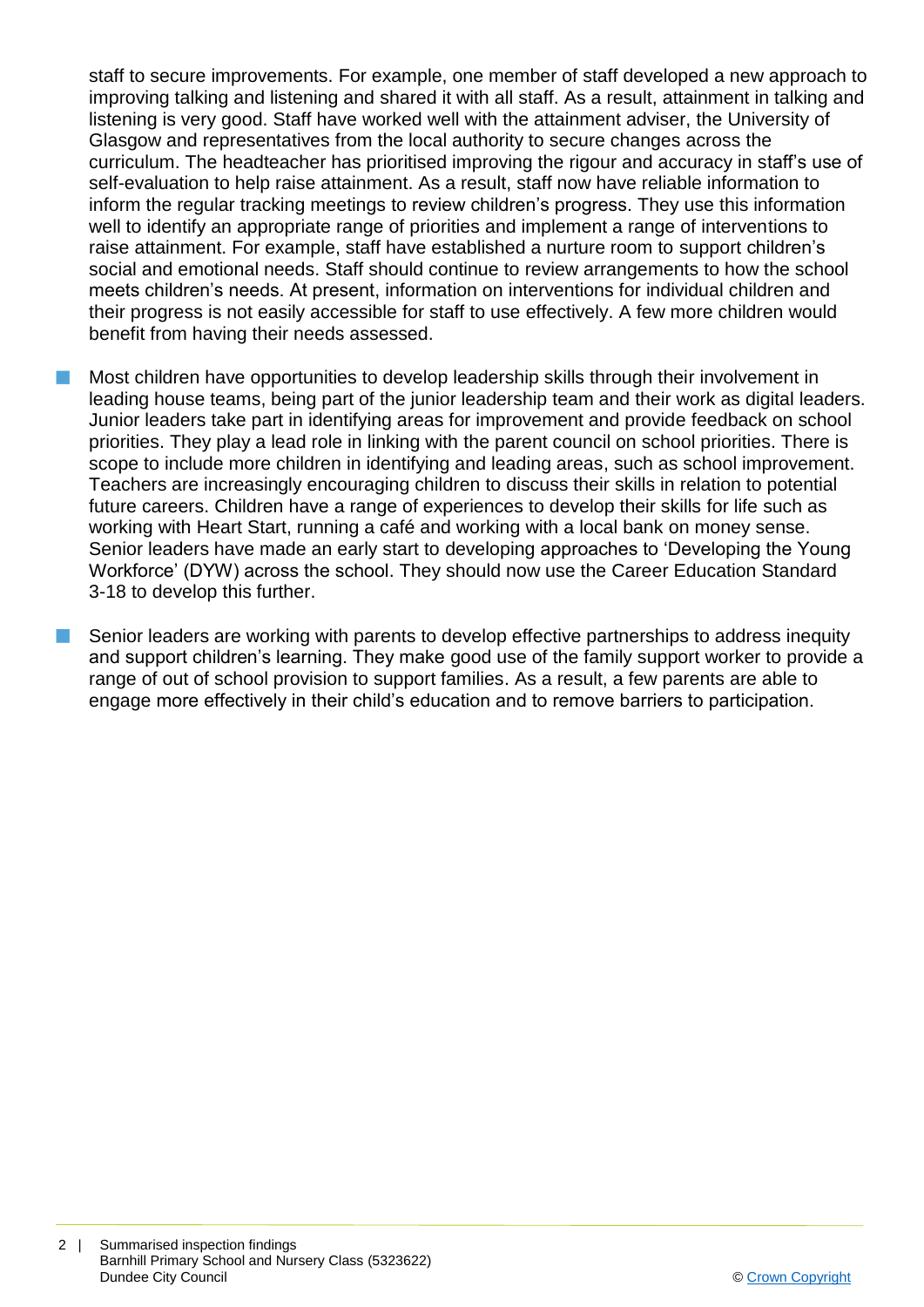staff to secure improvements. For example, one member of staff developed a new approach to improving talking and listening and shared it with all staff. As a result, attainment in talking and listening is very good. Staff have worked well with the attainment adviser, the University of Glasgow and representatives from the local authority to secure changes across the curriculum. The headteacher has prioritised improving the rigour and accuracy in staff's use of self-evaluation to help raise attainment. As a result, staff now have reliable information to inform the regular tracking meetings to review children's progress. They use this information well to identify an appropriate range of priorities and implement a range of interventions to raise attainment. For example, staff have established a nurture room to support children's social and emotional needs. Staff should continue to review arrangements to how the school meets children's needs. At present, information on interventions for individual children and their progress is not easily accessible for staff to use effectively. A few more children would benefit from having their needs assessed.

- Most children have opportunities to develop leadership skills through their involvement in leading house teams, being part of the junior leadership team and their work as digital leaders. Junior leaders take part in identifying areas for improvement and provide feedback on school priorities. They play a lead role in linking with the parent council on school priorities. There is scope to include more children in identifying and leading areas, such as school improvement. Teachers are increasingly encouraging children to discuss their skills in relation to potential future careers. Children have a range of experiences to develop their skills for life such as working with Heart Start, running a café and working with a local bank on money sense. Senior leaders have made an early start to developing approaches to 'Developing the Young Workforce' (DYW) across the school. They should now use the Career Education Standard 3-18 to develop this further.

- Senior leaders are working with parents to develop effective partnerships to address inequity and support children's learning. They make good use of the family support worker to provide a range of out of school provision to support families. As a result, a few parents are able to engage more effectively in their child's education and to remove barriers to participation.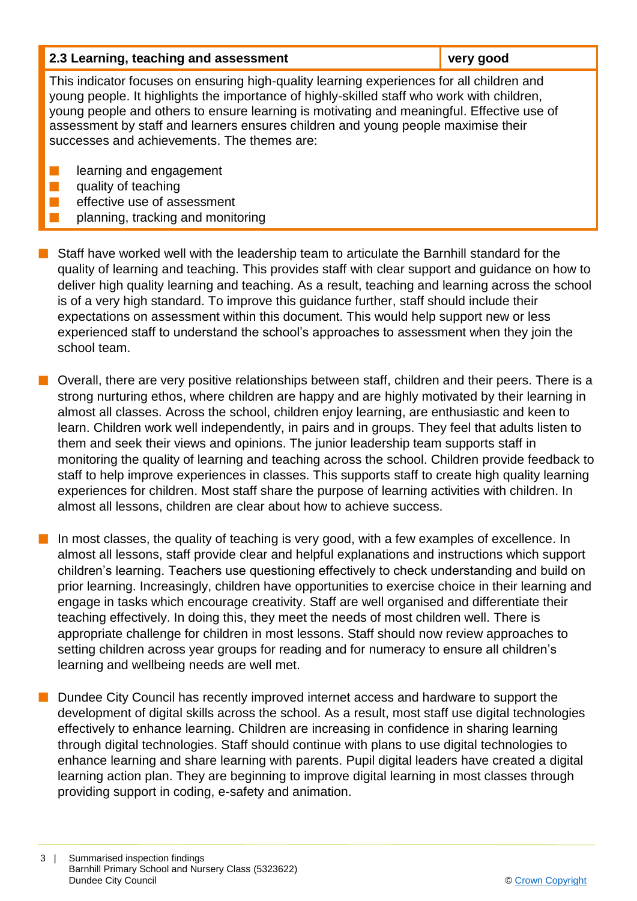| 2.3 Learning, teaching and assessment | very good |
| --- | --- |

This indicator focuses on ensuring high-quality learning experiences for all children and young people. It highlights the importance of highly-skilled staff who work with children, young people and others to ensure learning is motivating and meaningful. Effective use of assessment by staff and learners ensures children and young people maximise their successes and achievements. The themes are:

- learning and engagement
- quality of teaching
- effective use of assessment
- planning, tracking and monitoring

- Staff have worked well with the leadership team to articulate the Barnhill standard for the quality of learning and teaching. This provides staff with clear support and guidance on how to deliver high quality learning and teaching. As a result, teaching and learning across the school is of a very high standard. To improve this guidance further, staff should include their expectations on assessment within this document. This would help support new or less experienced staff to understand the school's approaches to assessment when they join the school team.

- Overall, there are very positive relationships between staff, children and their peers. There is a strong nurturing ethos, where children are happy and are highly motivated by their learning in almost all classes. Across the school, children enjoy learning, are enthusiastic and keen to learn. Children work well independently, in pairs and in groups. They feel that adults listen to them and seek their views and opinions. The junior leadership team supports staff in monitoring the quality of learning and teaching across the school. Children provide feedback to staff to help improve experiences in classes. This supports staff to create high quality learning experiences for children. Most staff share the purpose of learning activities with children. In almost all lessons, children are clear about how to achieve success.

- In most classes, the quality of teaching is very good, with a few examples of excellence. In almost all lessons, staff provide clear and helpful explanations and instructions which support children's learning. Teachers use questioning effectively to check understanding and build on prior learning. Increasingly, children have opportunities to exercise choice in their learning and engage in tasks which encourage creativity. Staff are well organised and differentiate their teaching effectively. In doing this, they meet the needs of most children well. There is appropriate challenge for children in most lessons. Staff should now review approaches to setting children across year groups for reading and for numeracy to ensure all children's learning and wellbeing needs are well met.

- Dundee City Council has recently improved internet access and hardware to support the development of digital skills across the school. As a result, most staff use digital technologies effectively to enhance learning. Children are increasing in confidence in sharing learning through digital technologies. Staff should continue with plans to use digital technologies to enhance learning and share learning with parents. Pupil digital leaders have created a digital learning action plan. They are beginning to improve digital learning in most classes through providing support in coding, e-safety and animation.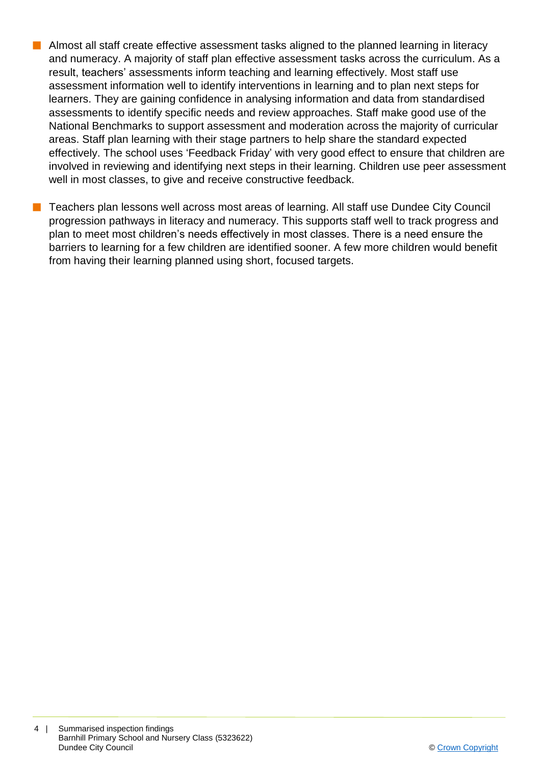- Almost all staff create effective assessment tasks aligned to the planned learning in literacy and numeracy. A majority of staff plan effective assessment tasks across the curriculum. As a result, teachers' assessments inform teaching and learning effectively. Most staff use assessment information well to identify interventions in learning and to plan next steps for learners. They are gaining confidence in analysing information and data from standardised assessments to identify specific needs and review approaches. Staff make good use of the National Benchmarks to support assessment and moderation across the majority of curricular areas. Staff plan learning with their stage partners to help share the standard expected effectively. The school uses 'Feedback Friday' with very good effect to ensure that children are involved in reviewing and identifying next steps in their learning. Children use peer assessment well in most classes, to give and receive constructive feedback.

- Teachers plan lessons well across most areas of learning. All staff use Dundee City Council progression pathways in literacy and numeracy. This supports staff well to track progress and plan to meet most children's needs effectively in most classes. There is a need ensure the barriers to learning for a few children are identified sooner. A few more children would benefit from having their learning planned using short, focused targets.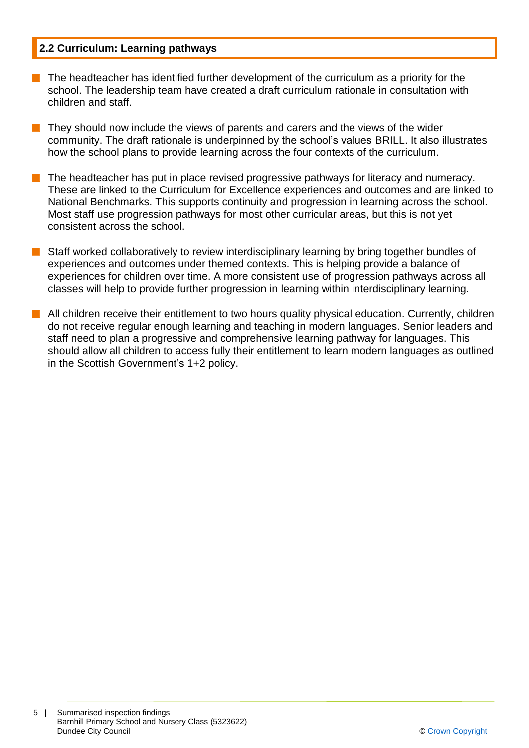## 2.2 Curriculum: Learning pathways

- The headteacher has identified further development of the curriculum as a priority for the school. The leadership team have created a draft curriculum rationale in consultation with children and staff.
- They should now include the views of parents and carers and the views of the wider community. The draft rationale is underpinned by the school's values BRILL. It also illustrates how the school plans to provide learning across the four contexts of the curriculum.
- The headteacher has put in place revised progressive pathways for literacy and numeracy. These are linked to the Curriculum for Excellence experiences and outcomes and are linked to National Benchmarks. This supports continuity and progression in learning across the school. Most staff use progression pathways for most other curricular areas, but this is not yet consistent across the school.
- Staff worked collaboratively to review interdisciplinary learning by bring together bundles of experiences and outcomes under themed contexts. This is helping provide a balance of experiences for children over time. A more consistent use of progression pathways across all classes will help to provide further progression in learning within interdisciplinary learning.
- All children receive their entitlement to two hours quality physical education. Currently, children do not receive regular enough learning and teaching in modern languages. Senior leaders and staff need to plan a progressive and comprehensive learning pathway for languages. This should allow all children to access fully their entitlement to learn modern languages as outlined in the Scottish Government's 1+2 policy.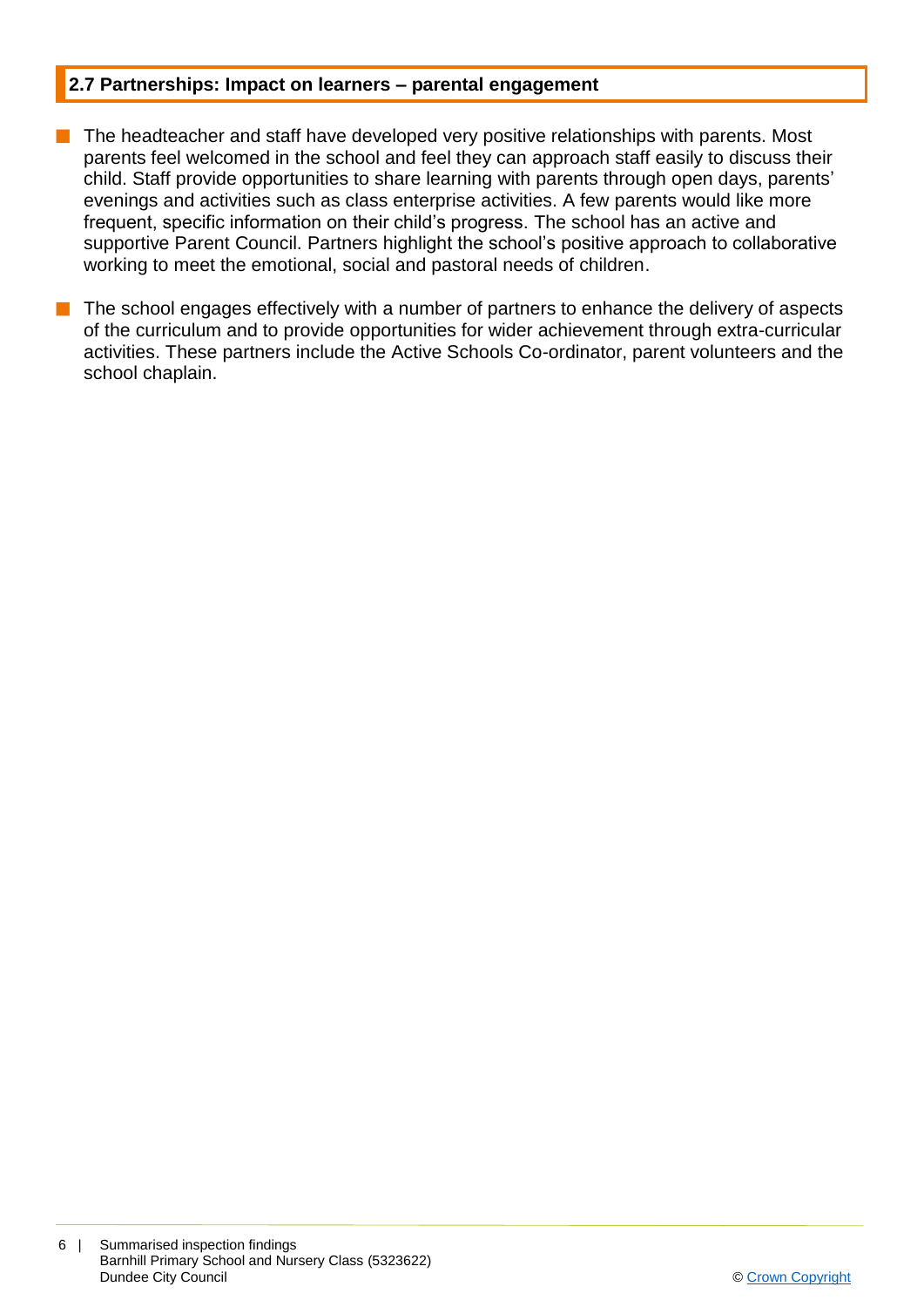## 2.7 Partnerships: Impact on learners – parental engagement

- The headteacher and staff have developed very positive relationships with parents. Most parents feel welcomed in the school and feel they can approach staff easily to discuss their child. Staff provide opportunities to share learning with parents through open days, parents' evenings and activities such as class enterprise activities. A few parents would like more frequent, specific information on their child's progress. The school has an active and supportive Parent Council. Partners highlight the school's positive approach to collaborative working to meet the emotional, social and pastoral needs of children.

- The school engages effectively with a number of partners to enhance the delivery of aspects of the curriculum and to provide opportunities for wider achievement through extra-curricular activities. These partners include the Active Schools Co-ordinator, parent volunteers and the school chaplain.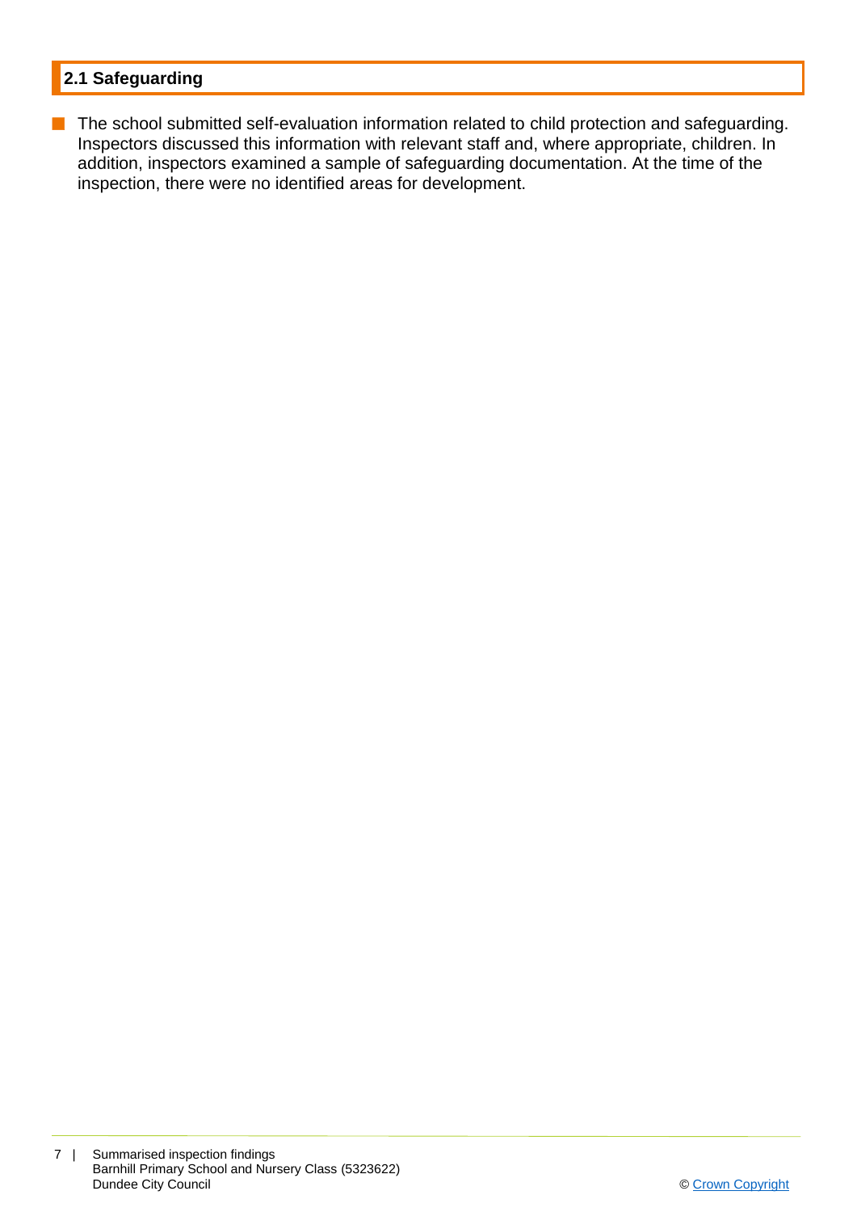## 2.1 Safeguarding

- The school submitted self-evaluation information related to child protection and safeguarding. Inspectors discussed this information with relevant staff and, where appropriate, children. In addition, inspectors examined a sample of safeguarding documentation. At the time of the inspection, there were no identified areas for development.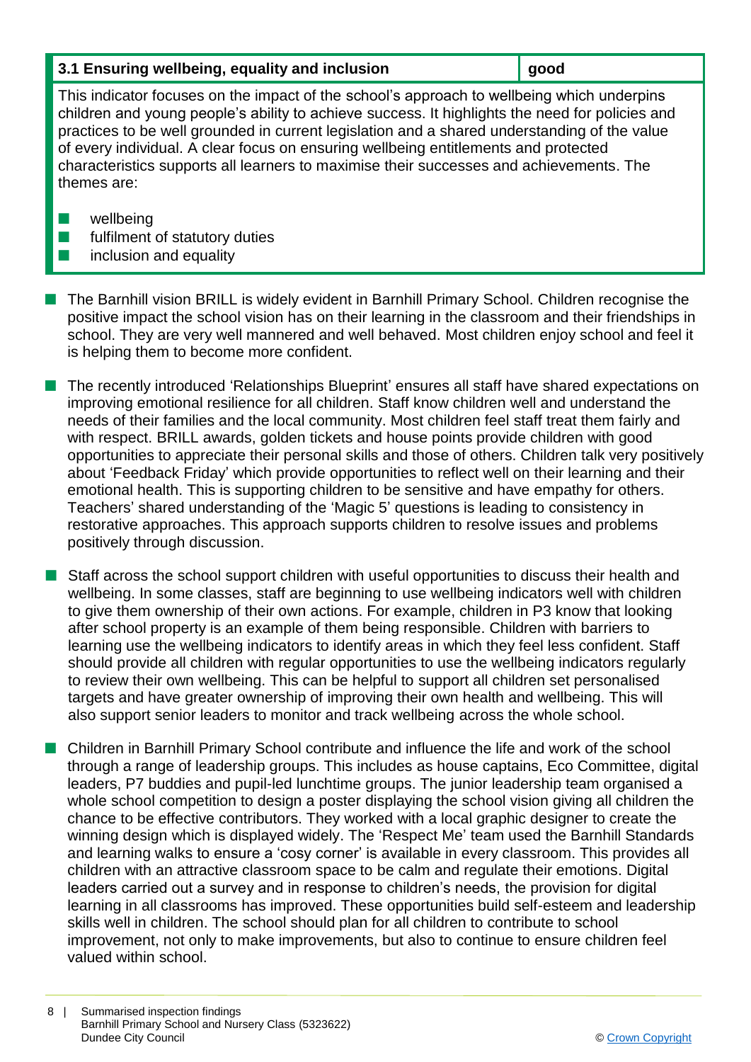| 3.1 Ensuring wellbeing, equality and inclusion | good |
| --- | --- |

This indicator focuses on the impact of the school's approach to wellbeing which underpins children and young people's ability to achieve success. It highlights the need for policies and practices to be well grounded in current legislation and a shared understanding of the value of every individual. A clear focus on ensuring wellbeing entitlements and protected characteristics supports all learners to maximise their successes and achievements. The themes are:

- wellbeing
- fulfilment of statutory duties
- inclusion and equality

- The Barnhill vision BRILL is widely evident in Barnhill Primary School. Children recognise the positive impact the school vision has on their learning in the classroom and their friendships in school. They are very well mannered and well behaved. Most children enjoy school and feel it is helping them to become more confident.

- The recently introduced 'Relationships Blueprint' ensures all staff have shared expectations on improving emotional resilience for all children. Staff know children well and understand the needs of their families and the local community. Most children feel staff treat them fairly and with respect. BRILL awards, golden tickets and house points provide children with good opportunities to appreciate their personal skills and those of others. Children talk very positively about 'Feedback Friday' which provide opportunities to reflect well on their learning and their emotional health. This is supporting children to be sensitive and have empathy for others. Teachers' shared understanding of the 'Magic 5' questions is leading to consistency in restorative approaches. This approach supports children to resolve issues and problems positively through discussion.

- Staff across the school support children with useful opportunities to discuss their health and wellbeing. In some classes, staff are beginning to use wellbeing indicators well with children to give them ownership of their own actions. For example, children in P3 know that looking after school property is an example of them being responsible. Children with barriers to learning use the wellbeing indicators to identify areas in which they feel less confident. Staff should provide all children with regular opportunities to use the wellbeing indicators regularly to review their own wellbeing. This can be helpful to support all children set personalised targets and have greater ownership of improving their own health and wellbeing. This will also support senior leaders to monitor and track wellbeing across the whole school.

- Children in Barnhill Primary School contribute and influence the life and work of the school through a range of leadership groups. This includes as house captains, Eco Committee, digital leaders, P7 buddies and pupil-led lunchtime groups. The junior leadership team organised a whole school competition to design a poster displaying the school vision giving all children the chance to be effective contributors. They worked with a local graphic designer to create the winning design which is displayed widely. The 'Respect Me' team used the Barnhill Standards and learning walks to ensure a 'cosy corner' is available in every classroom. This provides all children with an attractive classroom space to be calm and regulate their emotions. Digital leaders carried out a survey and in response to children's needs, the provision for digital learning in all classrooms has improved. These opportunities build self-esteem and leadership skills well in children. The school should plan for all children to contribute to school improvement, not only to make improvements, but also to continue to ensure children feel valued within school.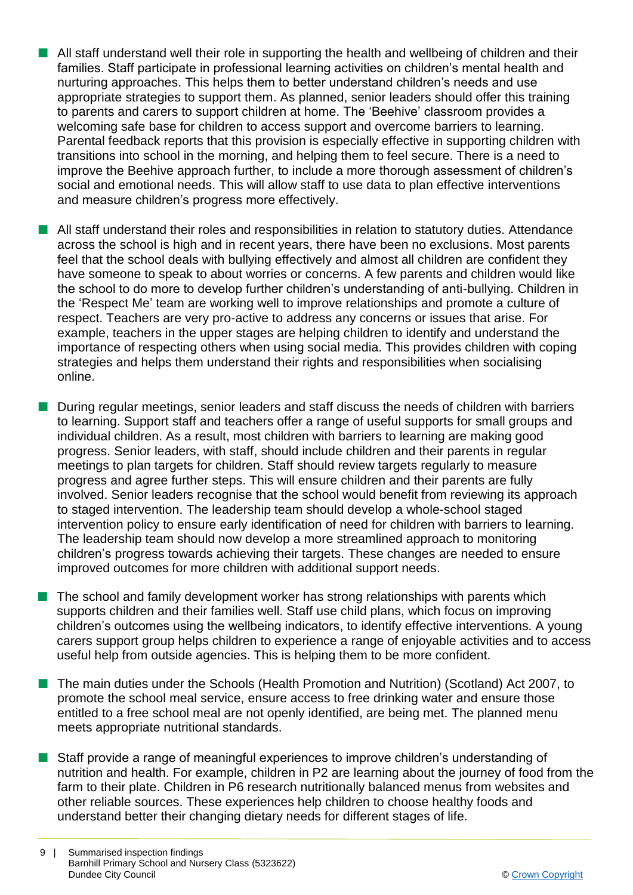- All staff understand well their role in supporting the health and wellbeing of children and their families. Staff participate in professional learning activities on children's mental health and nurturing approaches. This helps them to better understand children's needs and use appropriate strategies to support them. As planned, senior leaders should offer this training to parents and carers to support children at home. The 'Beehive' classroom provides a welcoming safe base for children to access support and overcome barriers to learning. Parental feedback reports that this provision is especially effective in supporting children with transitions into school in the morning, and helping them to feel secure. There is a need to improve the Beehive approach further, to include a more thorough assessment of children's social and emotional needs. This will allow staff to use data to plan effective interventions and measure children's progress more effectively.

- All staff understand their roles and responsibilities in relation to statutory duties. Attendance across the school is high and in recent years, there have been no exclusions. Most parents feel that the school deals with bullying effectively and almost all children are confident they have someone to speak to about worries or concerns. A few parents and children would like the school to do more to develop further children's understanding of anti-bullying. Children in the 'Respect Me' team are working well to improve relationships and promote a culture of respect. Teachers are very pro-active to address any concerns or issues that arise. For example, teachers in the upper stages are helping children to identify and understand the importance of respecting others when using social media. This provides children with coping strategies and helps them understand their rights and responsibilities when socialising online.

- During regular meetings, senior leaders and staff discuss the needs of children with barriers to learning. Support staff and teachers offer a range of useful supports for small groups and individual children. As a result, most children with barriers to learning are making good progress. Senior leaders, with staff, should include children and their parents in regular meetings to plan targets for children. Staff should review targets regularly to measure progress and agree further steps. This will ensure children and their parents are fully involved. Senior leaders recognise that the school would benefit from reviewing its approach to staged intervention. The leadership team should develop a whole-school staged intervention policy to ensure early identification of need for children with barriers to learning. The leadership team should now develop a more streamlined approach to monitoring children's progress towards achieving their targets. These changes are needed to ensure improved outcomes for more children with additional support needs.

- The school and family development worker has strong relationships with parents which supports children and their families well. Staff use child plans, which focus on improving children's outcomes using the wellbeing indicators, to identify effective interventions. A young carers support group helps children to experience a range of enjoyable activities and to access useful help from outside agencies. This is helping them to be more confident.

- The main duties under the Schools (Health Promotion and Nutrition) (Scotland) Act 2007, to promote the school meal service, ensure access to free drinking water and ensure those entitled to a free school meal are not openly identified, are being met. The planned menu meets appropriate nutritional standards.

- Staff provide a range of meaningful experiences to improve children's understanding of nutrition and health. For example, children in P2 are learning about the journey of food from the farm to their plate. Children in P6 research nutritionally balanced menus from websites and other reliable sources. These experiences help children to choose healthy foods and understand better their changing dietary needs for different stages of life.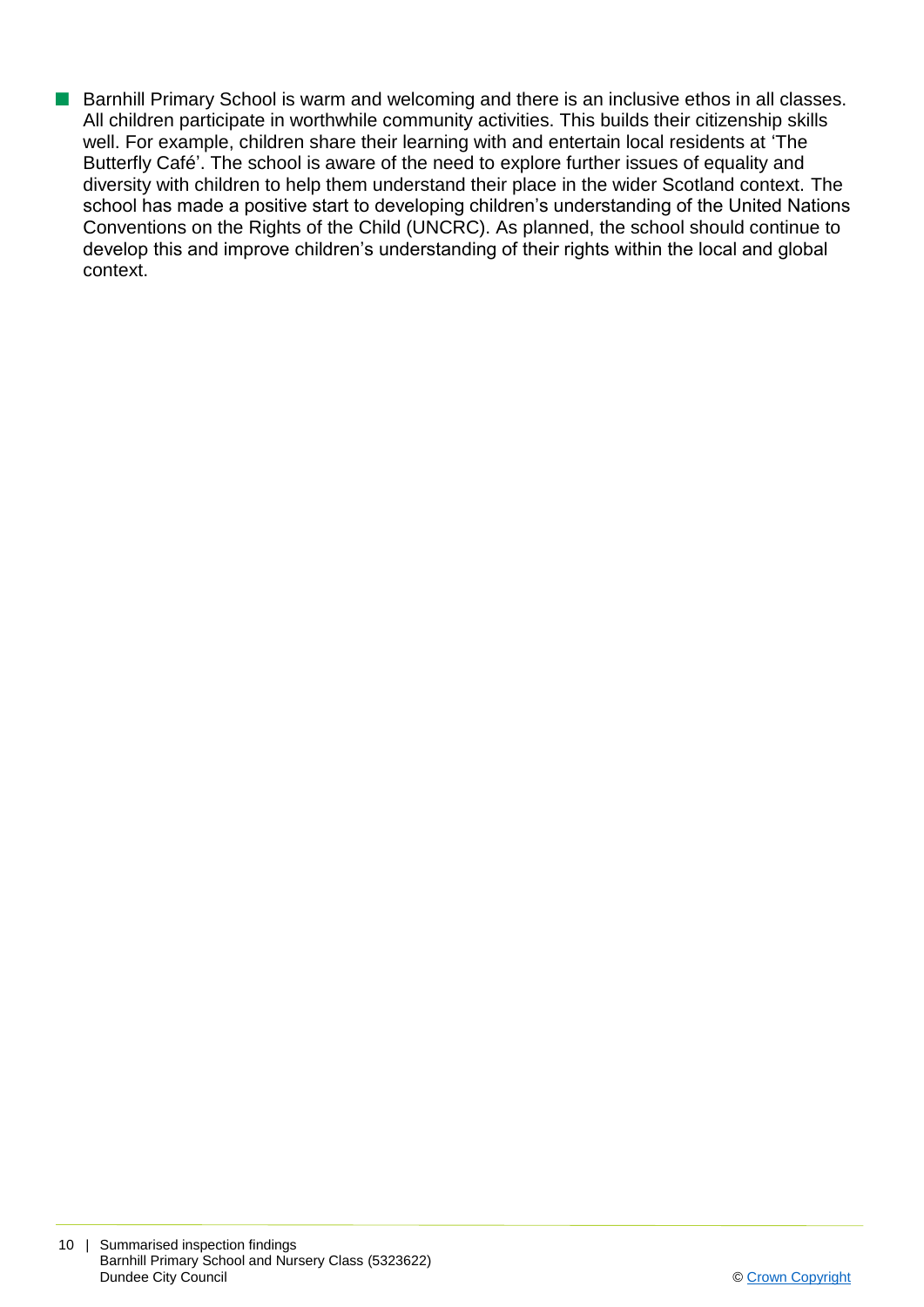- Barnhill Primary School is warm and welcoming and there is an inclusive ethos in all classes. All children participate in worthwhile community activities. This builds their citizenship skills well. For example, children share their learning with and entertain local residents at 'The Butterfly Café'. The school is aware of the need to explore further issues of equality and diversity with children to help them understand their place in the wider Scotland context. The school has made a positive start to developing children's understanding of the United Nations Conventions on the Rights of the Child (UNCRC). As planned, the school should continue to develop this and improve children's understanding of their rights within the local and global context.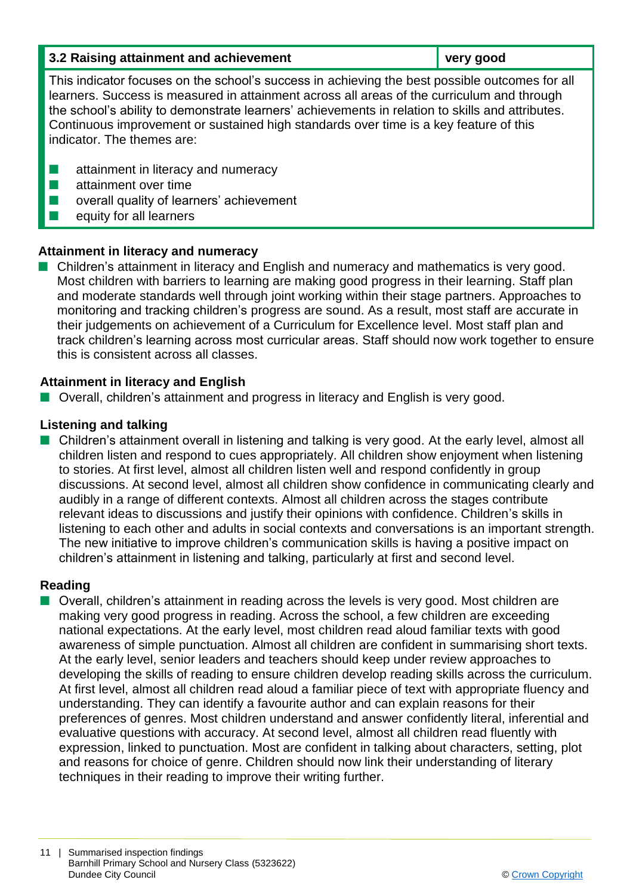| 3.2 Raising attainment and achievement | very good |
| --- | --- |

This indicator focuses on the school's success in achieving the best possible outcomes for all learners. Success is measured in attainment across all areas of the curriculum and through the school's ability to demonstrate learners' achievements in relation to skills and attributes. Continuous improvement or sustained high standards over time is a key feature of this indicator. The themes are:

- attainment in literacy and numeracy
- attainment over time
- overall quality of learners' achievement
- equity for all learners

### Attainment in literacy and numeracy

- Children's attainment in literacy and English and numeracy and mathematics is very good. Most children with barriers to learning are making good progress in their learning. Staff plan and moderate standards well through joint working within their stage partners. Approaches to monitoring and tracking children's progress are sound. As a result, most staff are accurate in their judgements on achievement of a Curriculum for Excellence level. Most staff plan and track children's learning across most curricular areas. Staff should now work together to ensure this is consistent across all classes.

### Attainment in literacy and English

- Overall, children's attainment and progress in literacy and English is very good.

### Listening and talking

- Children's attainment overall in listening and talking is very good. At the early level, almost all children listen and respond to cues appropriately. All children show enjoyment when listening to stories. At first level, almost all children listen well and respond confidently in group discussions. At second level, almost all children show confidence in communicating clearly and audibly in a range of different contexts. Almost all children across the stages contribute relevant ideas to discussions and justify their opinions with confidence. Children's skills in listening to each other and adults in social contexts and conversations is an important strength. The new initiative to improve children's communication skills is having a positive impact on children's attainment in listening and talking, particularly at first and second level.

### Reading

- Overall, children's attainment in reading across the levels is very good. Most children are making very good progress in reading. Across the school, a few children are exceeding national expectations. At the early level, most children read aloud familiar texts with good awareness of simple punctuation. Almost all children are confident in summarising short texts. At the early level, senior leaders and teachers should keep under review approaches to developing the skills of reading to ensure children develop reading skills across the curriculum. At first level, almost all children read aloud a familiar piece of text with appropriate fluency and understanding. They can identify a favourite author and can explain reasons for their preferences of genres. Most children understand and answer confidently literal, inferential and evaluative questions with accuracy. At second level, almost all children read fluently with expression, linked to punctuation. Most are confident in talking about characters, setting, plot and reasons for choice of genre. Children should now link their understanding of literary techniques in their reading to improve their writing further.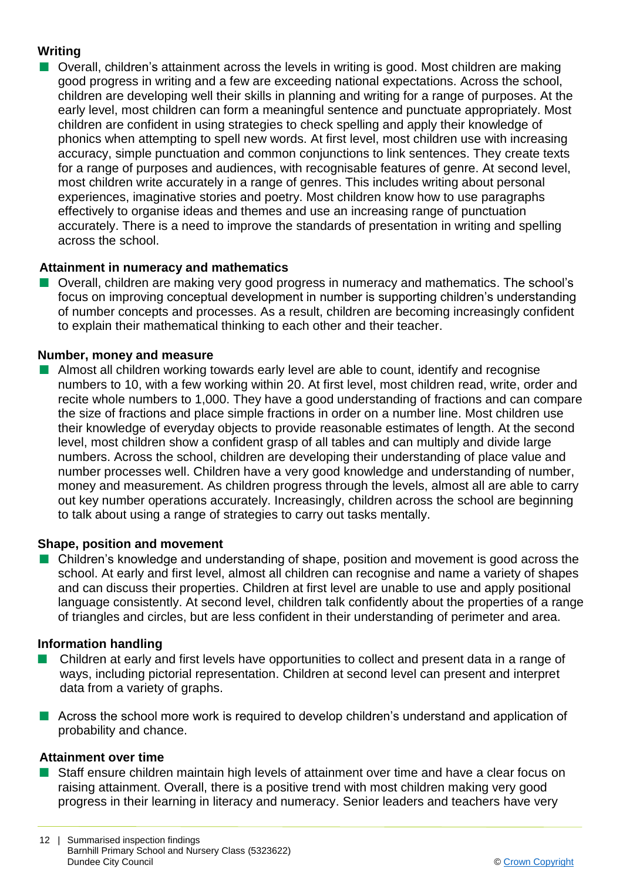### Writing

- Overall, children's attainment across the levels in writing is good. Most children are making good progress in writing and a few are exceeding national expectations. Across the school, children are developing well their skills in planning and writing for a range of purposes. At the early level, most children can form a meaningful sentence and punctuate appropriately. Most children are confident in using strategies to check spelling and apply their knowledge of phonics when attempting to spell new words. At first level, most children use with increasing accuracy, simple punctuation and common conjunctions to link sentences. They create texts for a range of purposes and audiences, with recognisable features of genre. At second level, most children write accurately in a range of genres. This includes writing about personal experiences, imaginative stories and poetry. Most children know how to use paragraphs effectively to organise ideas and themes and use an increasing range of punctuation accurately. There is a need to improve the standards of presentation in writing and spelling across the school.

### Attainment in numeracy and mathematics

- Overall, children are making very good progress in numeracy and mathematics. The school's focus on improving conceptual development in number is supporting children's understanding of number concepts and processes. As a result, children are becoming increasingly confident to explain their mathematical thinking to each other and their teacher.

### Number, money and measure

- Almost all children working towards early level are able to count, identify and recognise numbers to 10, with a few working within 20. At first level, most children read, write, order and recite whole numbers to 1,000. They have a good understanding of fractions and can compare the size of fractions and place simple fractions in order on a number line. Most children use their knowledge of everyday objects to provide reasonable estimates of length. At the second level, most children show a confident grasp of all tables and can multiply and divide large numbers. Across the school, children are developing their understanding of place value and number processes well. Children have a very good knowledge and understanding of number, money and measurement. As children progress through the levels, almost all are able to carry out key number operations accurately. Increasingly, children across the school are beginning to talk about using a range of strategies to carry out tasks mentally.

### Shape, position and movement

- Children's knowledge and understanding of shape, position and movement is good across the school. At early and first level, almost all children can recognise and name a variety of shapes and can discuss their properties. Children at first level are unable to use and apply positional language consistently. At second level, children talk confidently about the properties of a range of triangles and circles, but are less confident in their understanding of perimeter and area.

### Information handling

- Children at early and first levels have opportunities to collect and present data in a range of ways, including pictorial representation. Children at second level can present and interpret data from a variety of graphs.

- Across the school more work is required to develop children's understand and application of probability and chance.

### Attainment over time

- Staff ensure children maintain high levels of attainment over time and have a clear focus on raising attainment. Overall, there is a positive trend with most children making very good progress in their learning in literacy and numeracy. Senior leaders and teachers have very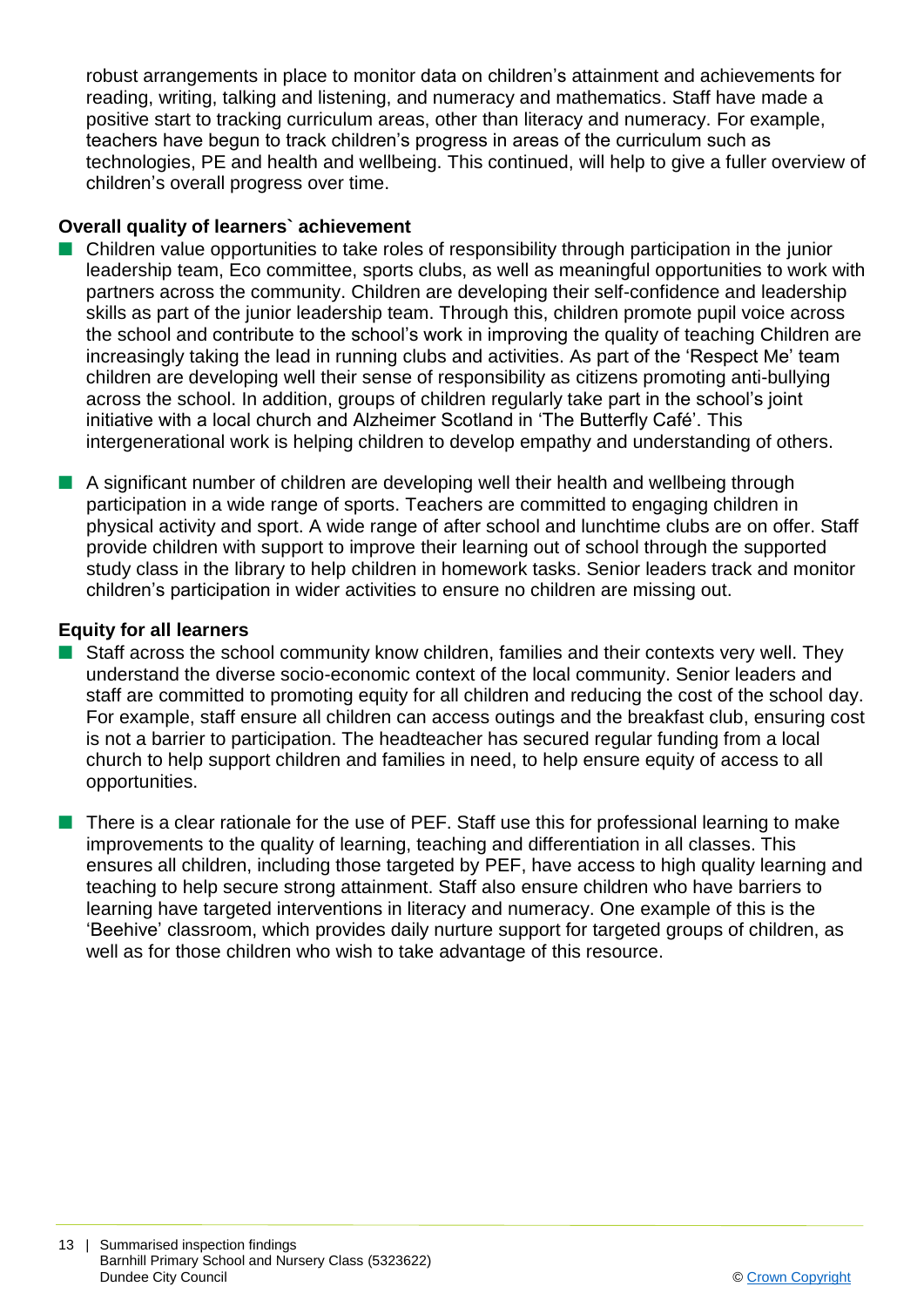robust arrangements in place to monitor data on children's attainment and achievements for reading, writing, talking and listening, and numeracy and mathematics. Staff have made a positive start to tracking curriculum areas, other than literacy and numeracy. For example, teachers have begun to track children's progress in areas of the curriculum such as technologies, PE and health and wellbeing. This continued, will help to give a fuller overview of children's overall progress over time.

**Overall quality of learners` achievement**

- Children value opportunities to take roles of responsibility through participation in the junior leadership team, Eco committee, sports clubs, as well as meaningful opportunities to work with partners across the community. Children are developing their self-confidence and leadership skills as part of the junior leadership team. Through this, children promote pupil voice across the school and contribute to the school's work in improving the quality of teaching Children are increasingly taking the lead in running clubs and activities. As part of the 'Respect Me' team children are developing well their sense of responsibility as citizens promoting anti-bullying across the school. In addition, groups of children regularly take part in the school's joint initiative with a local church and Alzheimer Scotland in 'The Butterfly Café'. This intergenerational work is helping children to develop empathy and understanding of others.

- A significant number of children are developing well their health and wellbeing through participation in a wide range of sports. Teachers are committed to engaging children in physical activity and sport. A wide range of after school and lunchtime clubs are on offer. Staff provide children with support to improve their learning out of school through the supported study class in the library to help children in homework tasks. Senior leaders track and monitor children's participation in wider activities to ensure no children are missing out.

**Equity for all learners**

- Staff across the school community know children, families and their contexts very well. They understand the diverse socio-economic context of the local community. Senior leaders and staff are committed to promoting equity for all children and reducing the cost of the school day. For example, staff ensure all children can access outings and the breakfast club, ensuring cost is not a barrier to participation. The headteacher has secured regular funding from a local church to help support children and families in need, to help ensure equity of access to all opportunities.

- There is a clear rationale for the use of PEF. Staff use this for professional learning to make improvements to the quality of learning, teaching and differentiation in all classes. This ensures all children, including those targeted by PEF, have access to high quality learning and teaching to help secure strong attainment. Staff also ensure children who have barriers to learning have targeted interventions in literacy and numeracy. One example of this is the 'Beehive' classroom, which provides daily nurture support for targeted groups of children, as well as for those children who wish to take advantage of this resource.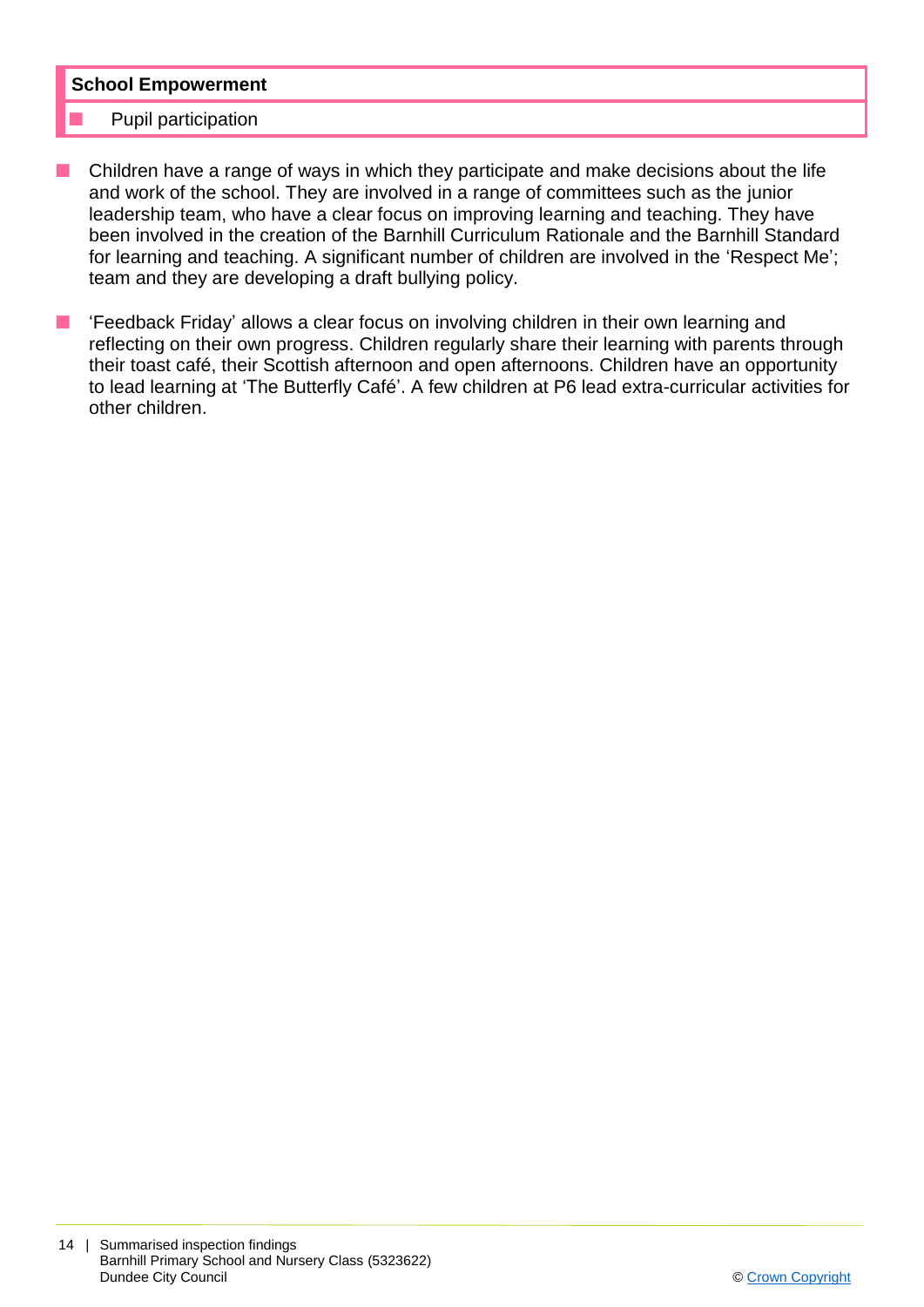**School Empowerment**

- Pupil participation

- Children have a range of ways in which they participate and make decisions about the life and work of the school. They are involved in a range of committees such as the junior leadership team, who have a clear focus on improving learning and teaching. They have been involved in the creation of the Barnhill Curriculum Rationale and the Barnhill Standard for learning and teaching. A significant number of children are involved in the 'Respect Me'; team and they are developing a draft bullying policy.

- 'Feedback Friday' allows a clear focus on involving children in their own learning and reflecting on their own progress. Children regularly share their learning with parents through their toast café, their Scottish afternoon and open afternoons. Children have an opportunity to lead learning at 'The Butterfly Café'. A few children at P6 lead extra-curricular activities for other children.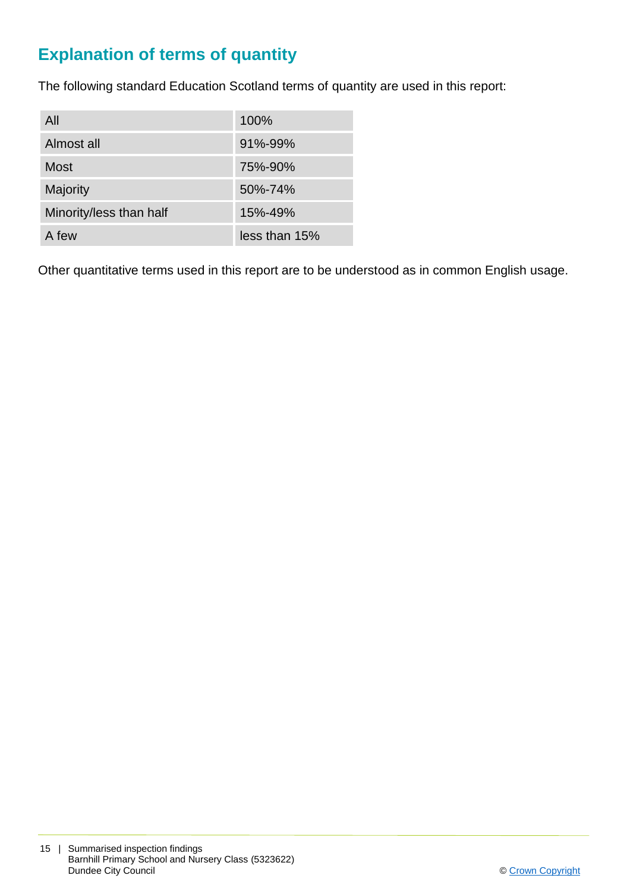## Explanation of terms of quantity

The following standard Education Scotland terms of quantity are used in this report:

| | |
|---|---|
| All | 100% |
| Almost all | 91%-99% |
| Most | 75%-90% |
| Majority | 50%-74% |
| Minority/less than half | 15%-49% |
| A few | less than 15% |

Other quantitative terms used in this report are to be understood as in common English usage.